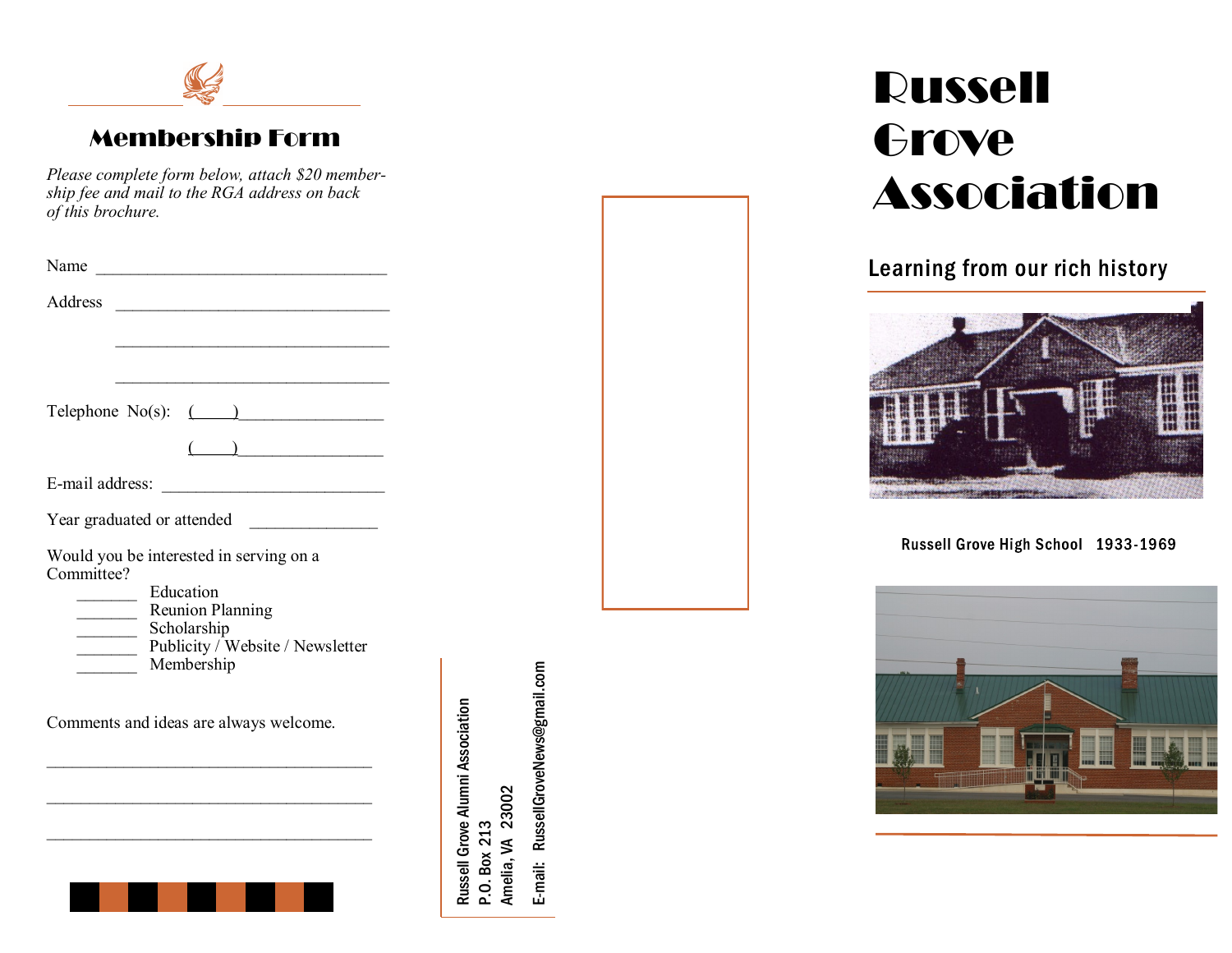## Membership Form

*Please complete form below, attach $20 membership fee and mail to the RGA address on back of this brochure.*

Name ___________________________________

Address _________________________________

_________________________________

_________________________________

Telephone No(s): (____)________________

(____)________________

E-mail address: __________________________

Year graduated or attended _______________

Would you be interested in serving on a Committee?

_______ Education
_______ Reunion Planning
_______ Scholarship
_______ Publicity / Website / Newsletter
_______ Membership

Comments and ideas are always welcome.

______________________________________

______________________________________

______________________________________

Russell Grove Alumni Association
P.O. Box 213
Amelia, VA 23002
E-mail: RussellGroveNews@gmail.com

# Russell Grove Association

## Learning from our rich history

Russell Grove High School 1933-1969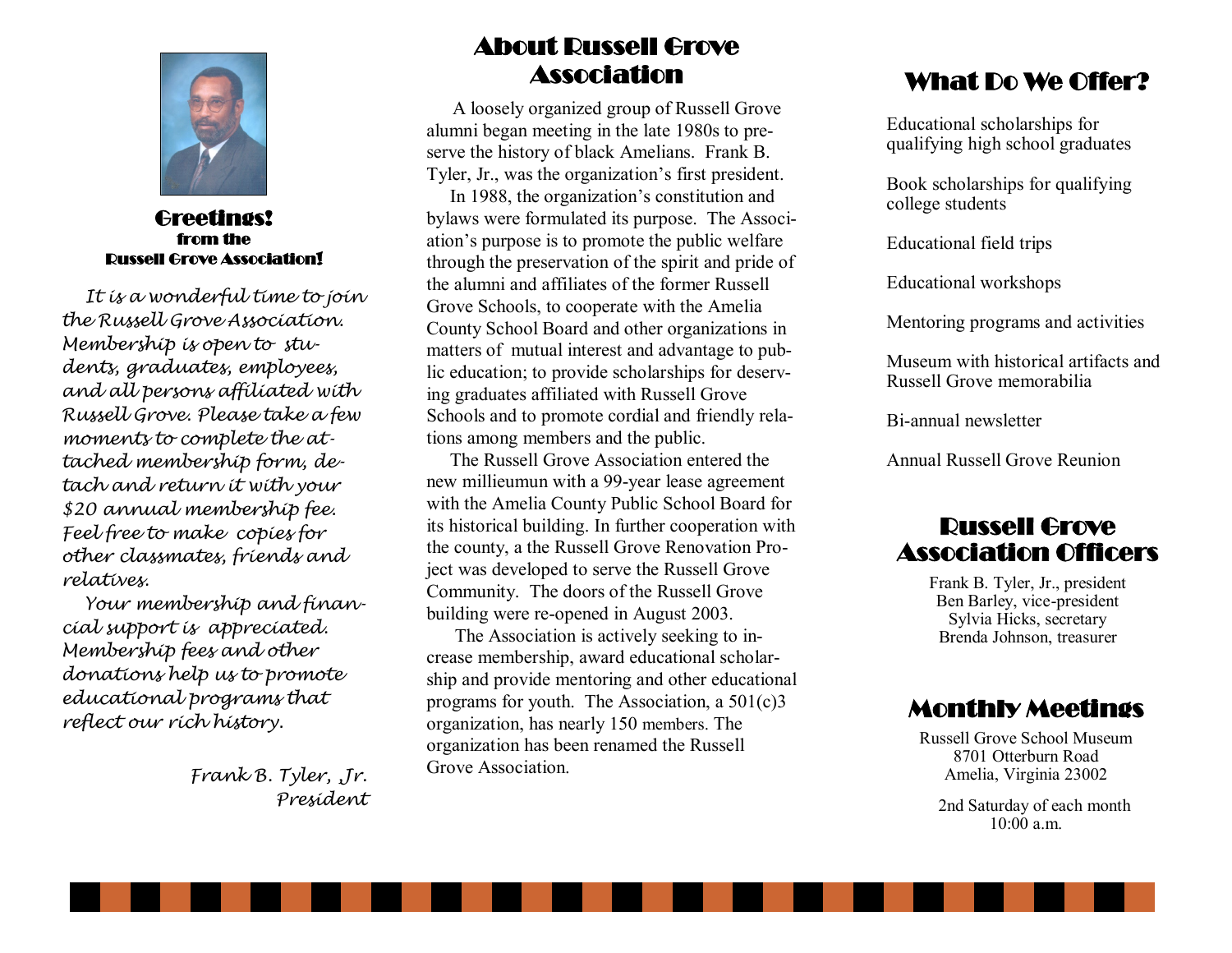## Greetings!
### from the Russell Grove Association!

*It is a wonderful time to join the Russell Grove Association. Membership is open to students, graduates, employees, and all persons affiliated with Russell Grove. Please take a few moments to complete the attached membership form, detach and return it with your $20 annual membership fee. Feel free to make copies for other classmates, friends and relatives.*

*Your membership and financial support is appreciated. Membership fees and other donations help us to promote educational programs that reflect our rich history.*

*Frank B. Tyler, Jr.*
*President*

## About Russell Grove Association

A loosely organized group of Russell Grove alumni began meeting in the late 1980s to preserve the history of black Amelians. Frank B. Tyler, Jr., was the organization's first president.

In 1988, the organization's constitution and bylaws were formulated its purpose. The Association's purpose is to promote the public welfare through the preservation of the spirit and pride of the alumni and affiliates of the former Russell Grove Schools, to cooperate with the Amelia County School Board and other organizations in matters of mutual interest and advantage to public education; to provide scholarships for deserving graduates affiliated with Russell Grove Schools and to promote cordial and friendly relations among members and the public.

The Russell Grove Association entered the new millieumun with a 99-year lease agreement with the Amelia County Public School Board for its historical building. In further cooperation with the county, a the Russell Grove Renovation Project was developed to serve the Russell Grove Community. The doors of the Russell Grove building were re-opened in August 2003.

The Association is actively seeking to increase membership, award educational scholarship and provide mentoring and other educational programs for youth. The Association, a 501(c)3 organization, has nearly 150 members. The organization has been renamed the Russell Grove Association.

## What Do We Offer?

Educational scholarships for qualifying high school graduates

Book scholarships for qualifying college students

Educational field trips

Educational workshops

Mentoring programs and activities

Museum with historical artifacts and Russell Grove memorabilia

Bi-annual newsletter

Annual Russell Grove Reunion

## Russell Grove Association Officers

Frank B. Tyler, Jr., president
Ben Barley, vice-president
Sylvia Hicks, secretary
Brenda Johnson, treasurer

## Monthly Meetings

Russell Grove School Museum
8701 Otterburn Road
Amelia, Virginia 23002

2nd Saturday of each month
10:00 a.m.